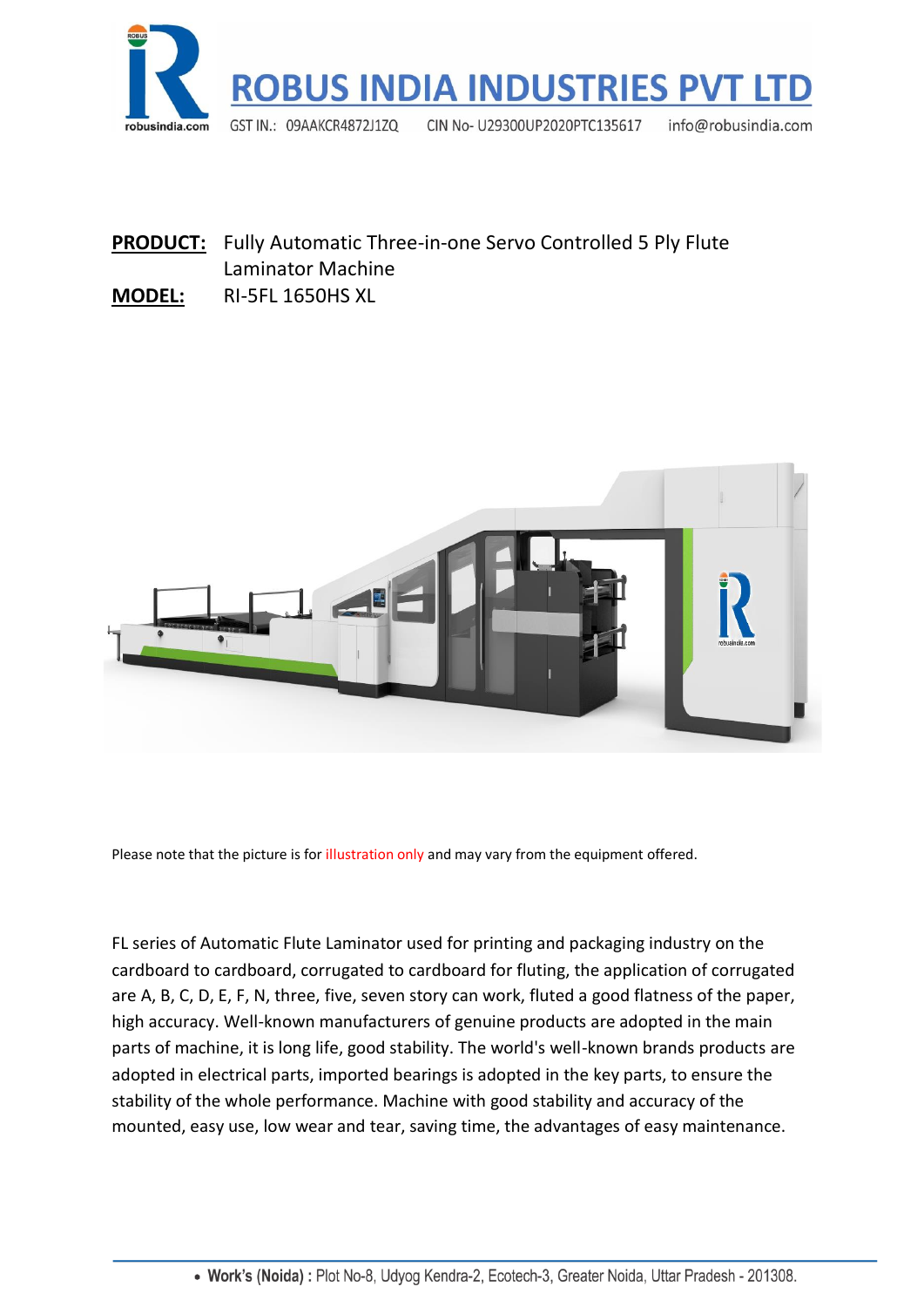# ROBUS INDIA INDUSTRIES PVT LTD

GST IN.: 09AAKCR4872J1ZQ CIN No- U29300UP2020PTC135617 info@robusindia.com

**PRODUCT:** Fully Automatic Three-in-one Servo Controlled 5 Ply Flute Laminator Machine

**MODEL:** RI-5FL 1650HS XL

Please note that the picture is for illustration only and may vary from the equipment offered.

FL series of Automatic Flute Laminator used for printing and packaging industry on the cardboard to cardboard, corrugated to cardboard for fluting, the application of corrugated are A, B, C, D, E, F, N, three, five, seven story can work, fluted a good flatness of the paper, high accuracy. Well-known manufacturers of genuine products are adopted in the main parts of machine, it is long life, good stability. The world's well-known brands products are adopted in electrical parts, imported bearings is adopted in the key parts, to ensure the stability of the whole performance. Machine with good stability and accuracy of the mounted, easy use, low wear and tear, saving time, the advantages of easy maintenance.

- **Work's (Noida) :** Plot No-8, Udyog Kendra-2, Ecotech-3, Greater Noida, Uttar Pradesh - 201308.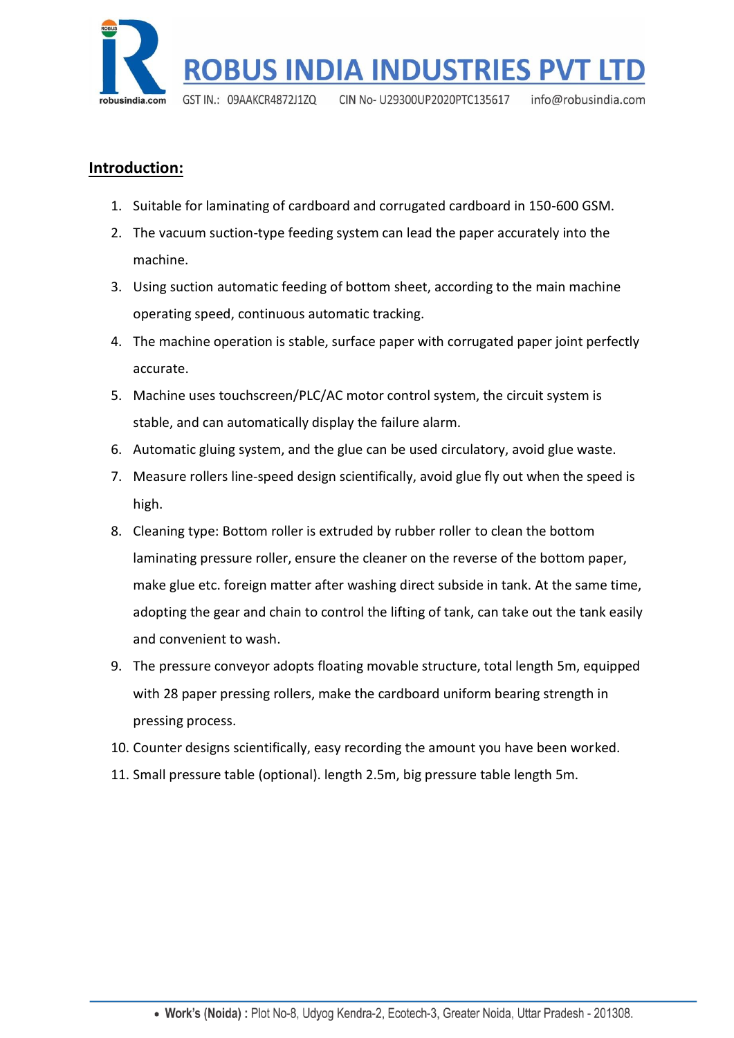## Introduction:

1. Suitable for laminating of cardboard and corrugated cardboard in 150-600 GSM.
2. The vacuum suction-type feeding system can lead the paper accurately into the machine.
3. Using suction automatic feeding of bottom sheet, according to the main machine operating speed, continuous automatic tracking.
4. The machine operation is stable, surface paper with corrugated paper joint perfectly accurate.
5. Machine uses touchscreen/PLC/AC motor control system, the circuit system is stable, and can automatically display the failure alarm.
6. Automatic gluing system, and the glue can be used circulatory, avoid glue waste.
7. Measure rollers line-speed design scientifically, avoid glue fly out when the speed is high.
8. Cleaning type: Bottom roller is extruded by rubber roller to clean the bottom laminating pressure roller, ensure the cleaner on the reverse of the bottom paper, make glue etc. foreign matter after washing direct subside in tank. At the same time, adopting the gear and chain to control the lifting of tank, can take out the tank easily and convenient to wash.
9. The pressure conveyor adopts floating movable structure, total length 5m, equipped with 28 paper pressing rollers, make the cardboard uniform bearing strength in pressing process.
10. Counter designs scientifically, easy recording the amount you have been worked.
11. Small pressure table (optional). length 2.5m, big pressure table length 5m.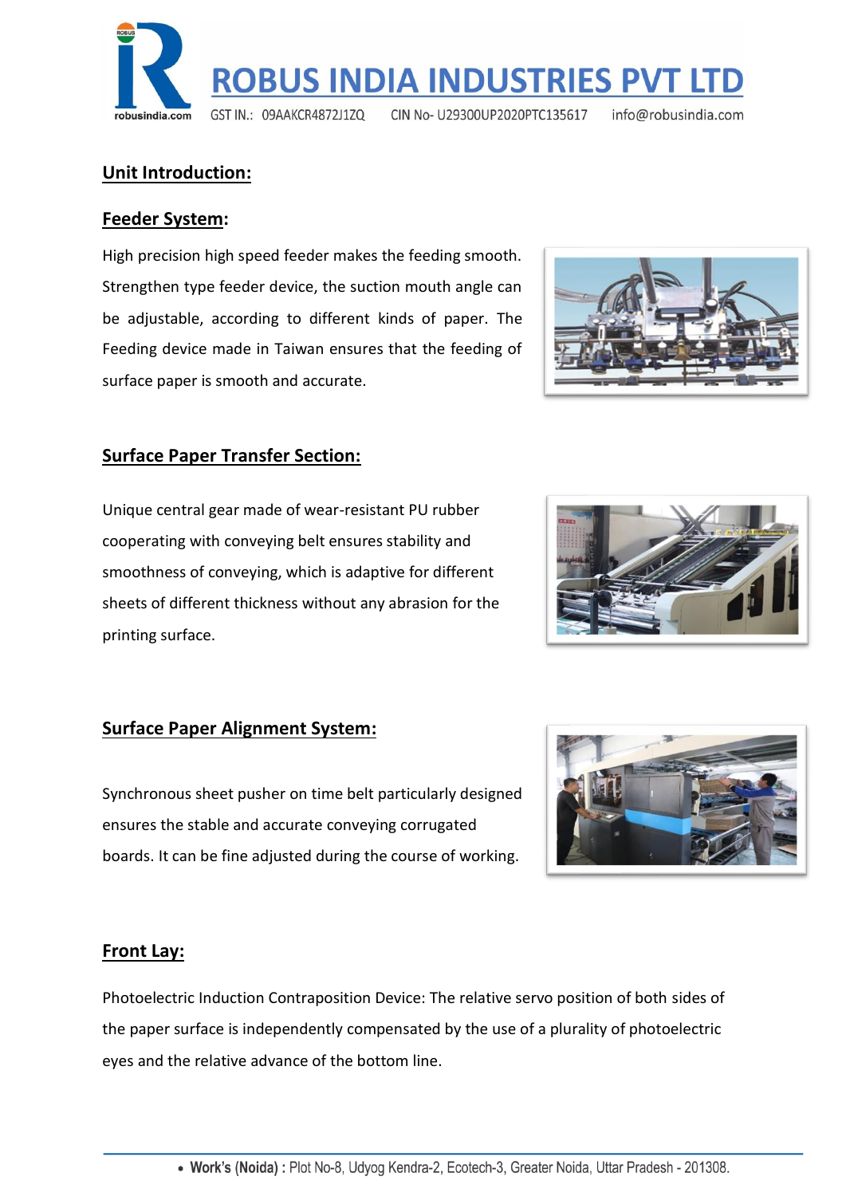## Unit Introduction:

### Feeder System:

High precision high speed feeder makes the feeding smooth. Strengthen type feeder device, the suction mouth angle can be adjustable, according to different kinds of paper. The Feeding device made in Taiwan ensures that the feeding of surface paper is smooth and accurate.

### Surface Paper Transfer Section:

Unique central gear made of wear-resistant PU rubber cooperating with conveying belt ensures stability and smoothness of conveying, which is adaptive for different sheets of different thickness without any abrasion for the printing surface.

### Surface Paper Alignment System:

Synchronous sheet pusher on time belt particularly designed ensures the stable and accurate conveying corrugated boards. It can be fine adjusted during the course of working.

### Front Lay:

Photoelectric Induction Contraposition Device: The relative servo position of both sides of the paper surface is independently compensated by the use of a plurality of photoelectric eyes and the relative advance of the bottom line.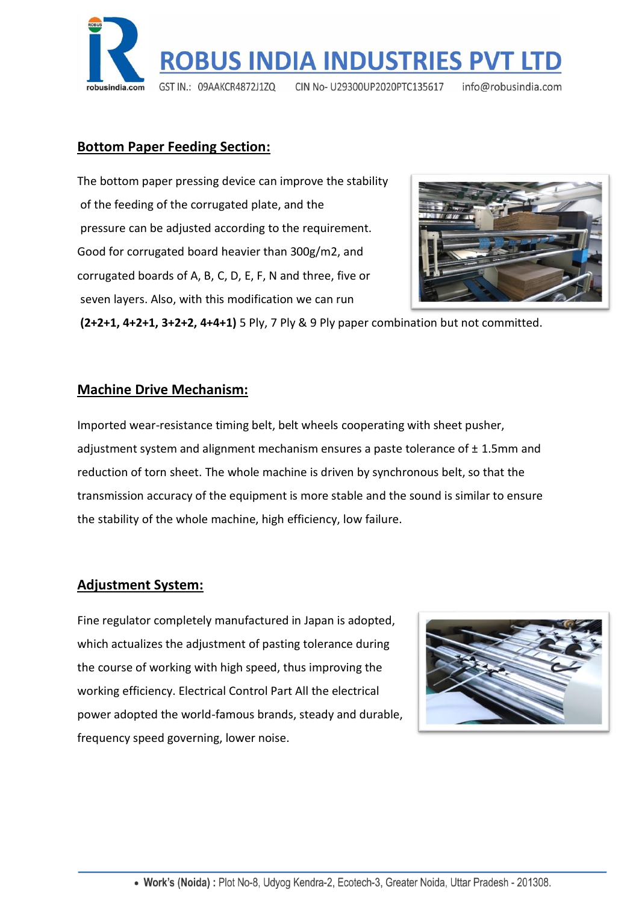## Bottom Paper Feeding Section:

The bottom paper pressing device can improve the stability of the feeding of the corrugated plate, and the pressure can be adjusted according to the requirement. Good for corrugated board heavier than 300g/m2, and corrugated boards of A, B, C, D, E, F, N and three, five or seven layers. Also, with this modification we can run **(2+2+1, 4+2+1, 3+2+2, 4+4+1)** 5 Ply, 7 Ply & 9 Ply paper combination but not committed.

## Machine Drive Mechanism:

Imported wear-resistance timing belt, belt wheels cooperating with sheet pusher, adjustment system and alignment mechanism ensures a paste tolerance of ± 1.5mm and reduction of torn sheet. The whole machine is driven by synchronous belt, so that the transmission accuracy of the equipment is more stable and the sound is similar to ensure the stability of the whole machine, high efficiency, low failure.

## Adjustment System:

Fine regulator completely manufactured in Japan is adopted, which actualizes the adjustment of pasting tolerance during the course of working with high speed, thus improving the working efficiency. Electrical Control Part All the electrical power adopted the world-famous brands, steady and durable, frequency speed governing, lower noise.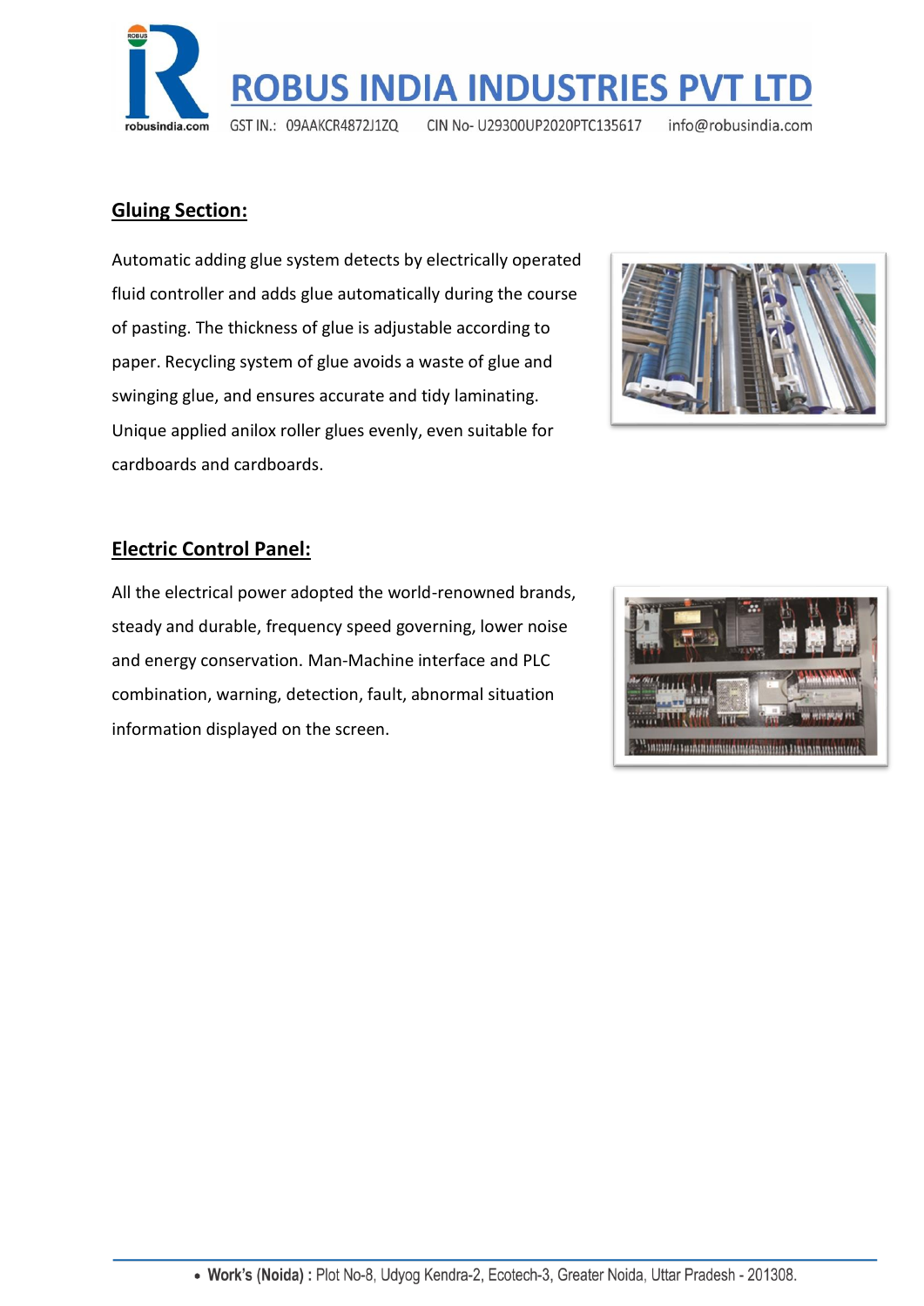## Gluing Section:

Automatic adding glue system detects by electrically operated fluid controller and adds glue automatically during the course of pasting. The thickness of glue is adjustable according to paper. Recycling system of glue avoids a waste of glue and swinging glue, and ensures accurate and tidy laminating. Unique applied anilox roller glues evenly, even suitable for cardboards and cardboards.

## Electric Control Panel:

All the electrical power adopted the world-renowned brands, steady and durable, frequency speed governing, lower noise and energy conservation. Man-Machine interface and PLC combination, warning, detection, fault, abnormal situation information displayed on the screen.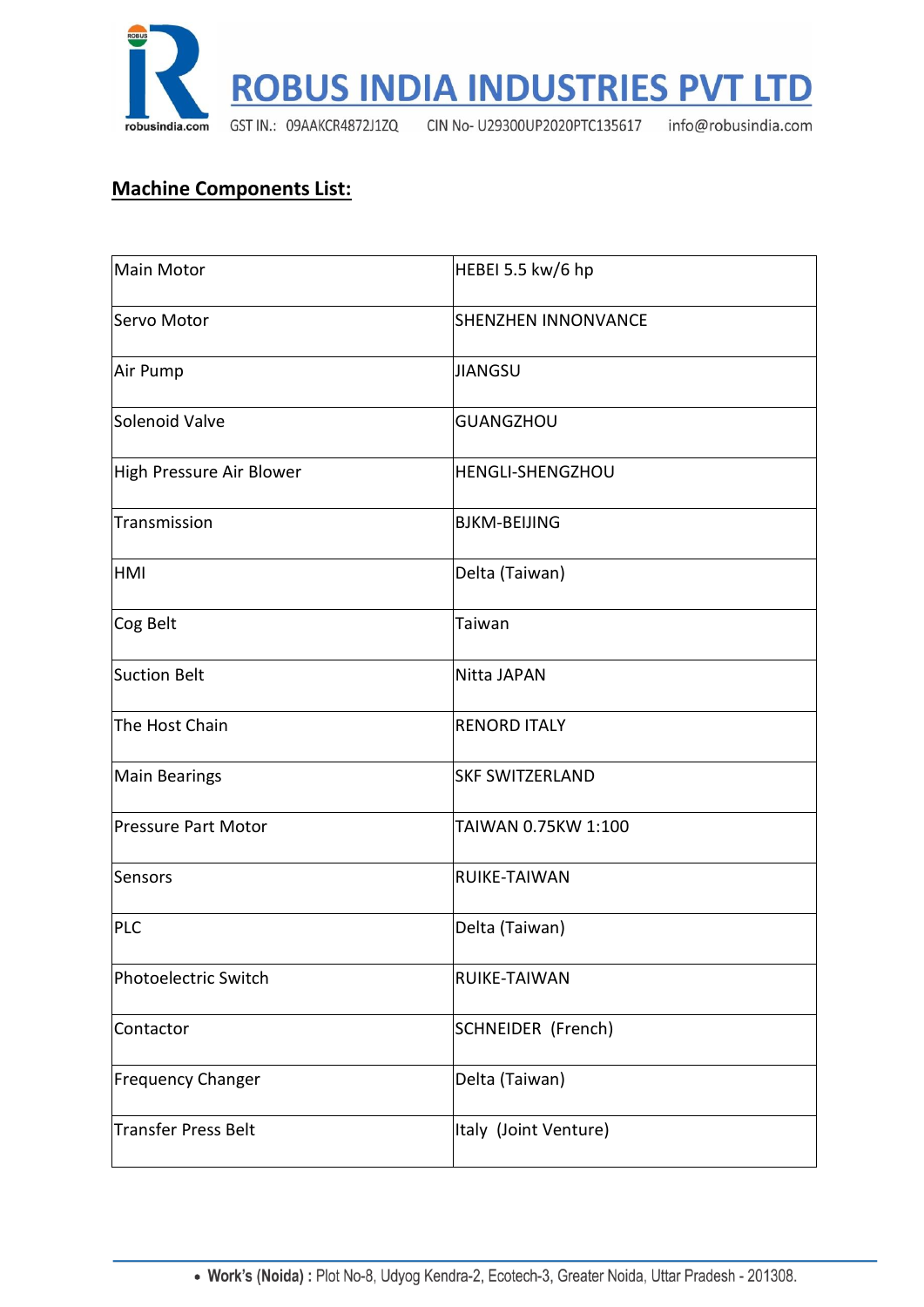## Machine Components List:

| | |
|---|---|
| Main Motor | HEBEI 5.5 kw/6 hp |
| Servo Motor | SHENZHEN INNONVANCE |
| Air Pump | JIANGSU |
| Solenoid Valve | GUANGZHOU |
| High Pressure Air Blower | HENGLI-SHENGZHOU |
| Transmission | BJKM-BEIJING |
| HMI | Delta (Taiwan) |
| Cog Belt | Taiwan |
| Suction Belt | Nitta JAPAN |
| The Host Chain | RENORD ITALY |
| Main Bearings | SKF SWITZERLAND |
| Pressure Part Motor | TAIWAN 0.75KW 1:100 |
| Sensors | RUIKE-TAIWAN |
| PLC | Delta (Taiwan) |
| Photoelectric Switch | RUIKE-TAIWAN |
| Contactor | SCHNEIDER (French) |
| Frequency Changer | Delta (Taiwan) |
| Transfer Press Belt | Italy (Joint Venture) |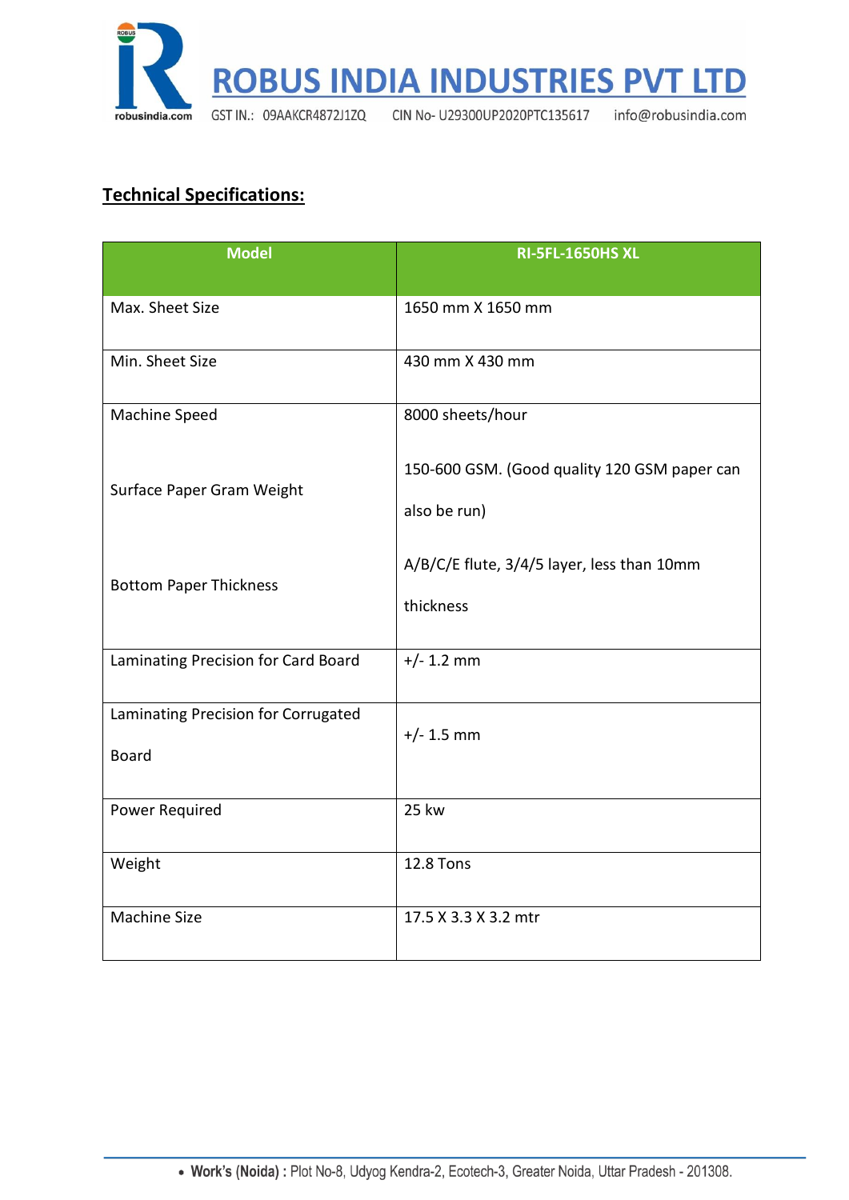## Technical Specifications:

| Model | RI-5FL-1650HS XL |
|---|---|
| Max. Sheet Size | 1650 mm X 1650 mm |
| Min. Sheet Size | 430 mm X 430 mm |
| Machine Speed | 8000 sheets/hour |
| Surface Paper Gram Weight | 150-600 GSM. (Good quality 120 GSM paper can also be run) |
| Bottom Paper Thickness | A/B/C/E flute, 3/4/5 layer, less than 10mm thickness |
| Laminating Precision for Card Board | +/- 1.2 mm |
| Laminating Precision for Corrugated Board | +/- 1.5 mm |
| Power Required | 25 kw |
| Weight | 12.8 Tons |
| Machine Size | 17.5 X 3.3 X 3.2 mtr |